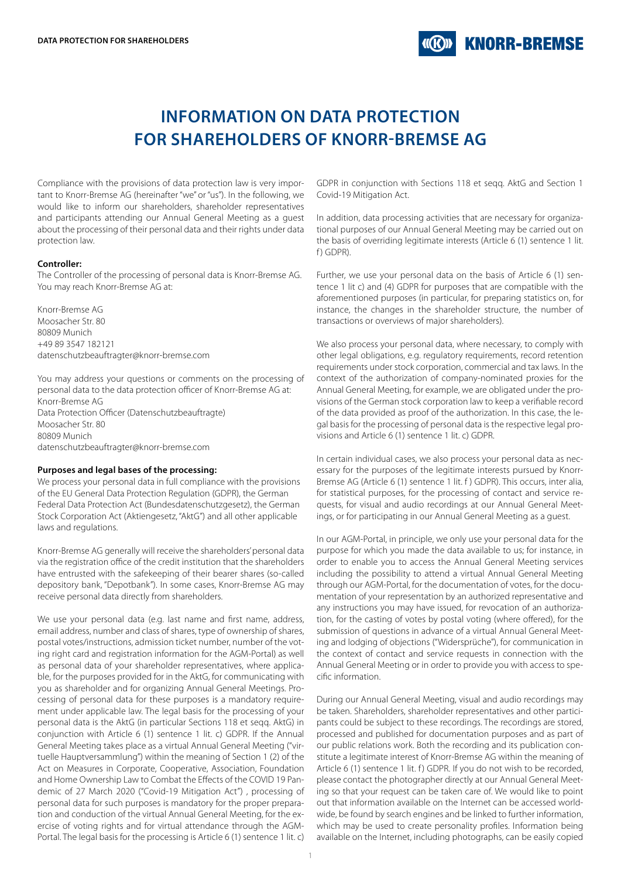# INFORMATION ON DATA PROTECTION FOR SHAREHOLDERS OF KNORR-BREMSE AG

Compliance with the provisions of data protection law is very important to Knorr-Bremse AG (hereinafter "we" or "us"). In the following, we would like to inform our shareholders, shareholder representatives and participants attending our Annual General Meeting as a guest about the processing of their personal data and their rights under data protection law.

**Controller:**
The Controller of the processing of personal data is Knorr-Bremse AG. You may reach Knorr-Bremse AG at:

Knorr-Bremse AG
Moosacher Str. 80
80809 Munich
+49 89 3547 182121
datenschutzbeauftragter@knorr-bremse.com

You may address your questions or comments on the processing of personal data to the data protection officer of Knorr-Bremse AG at:
Knorr-Bremse AG
Data Protection Officer (Datenschutzbeauftragte)
Moosacher Str. 80
80809 Munich
datenschutzbeauftragter@knorr-bremse.com

**Purposes and legal bases of the processing:**
We process your personal data in full compliance with the provisions of the EU General Data Protection Regulation (GDPR), the German Federal Data Protection Act (Bundesdatenschutzgesetz), the German Stock Corporation Act (Aktiengesetz, "AktG") and all other applicable laws and regulations.

Knorr-Bremse AG generally will receive the shareholders' personal data via the registration office of the credit institution that the shareholders have entrusted with the safekeeping of their bearer shares (so-called depository bank, "Depotbank"). In some cases, Knorr-Bremse AG may receive personal data directly from shareholders.

We use your personal data (e.g. last name and first name, address, email address, number and class of shares, type of ownership of shares, postal votes/instructions, admission ticket number, number of the voting right card and registration information for the AGM-Portal) as well as personal data of your shareholder representatives, where applicable, for the purposes provided for in the AktG, for communicating with you as shareholder and for organizing Annual General Meetings. Processing of personal data for these purposes is a mandatory requirement under applicable law. The legal basis for the processing of your personal data is the AktG (in particular Sections 118 et seqq. AktG) in conjunction with Article 6 (1) sentence 1 lit. c) GDPR. If the Annual General Meeting takes place as a virtual Annual General Meeting ("virtuelle Hauptversammlung") within the meaning of Section 1 (2) of the Act on Measures in Corporate, Cooperative, Association, Foundation and Home Ownership Law to Combat the Effects of the COVID 19 Pandemic of 27 March 2020 ("Covid-19 Mitigation Act") , processing of personal data for such purposes is mandatory for the proper preparation and conduction of the virtual Annual General Meeting, for the exercise of voting rights and for virtual attendance through the AGM-Portal. The legal basis for the processing is Article 6 (1) sentence 1 lit. c) GDPR in conjunction with Sections 118 et seqq. AktG and Section 1 Covid-19 Mitigation Act.

In addition, data processing activities that are necessary for organizational purposes of our Annual General Meeting may be carried out on the basis of overriding legitimate interests (Article 6 (1) sentence 1 lit. f) GDPR).

Further, we use your personal data on the basis of Article 6 (1) sentence 1 lit c) and (4) GDPR for purposes that are compatible with the aforementioned purposes (in particular, for preparing statistics on, for instance, the changes in the shareholder structure, the number of transactions or overviews of major shareholders).

We also process your personal data, where necessary, to comply with other legal obligations, e.g. regulatory requirements, record retention requirements under stock corporation, commercial and tax laws. In the context of the authorization of company-nominated proxies for the Annual General Meeting, for example, we are obligated under the provisions of the German stock corporation law to keep a verifiable record of the data provided as proof of the authorization. In this case, the legal basis for the processing of personal data is the respective legal provisions and Article 6 (1) sentence 1 lit. c) GDPR.

In certain individual cases, we also process your personal data as necessary for the purposes of the legitimate interests pursued by Knorr-Bremse AG (Article 6 (1) sentence 1 lit. f ) GDPR). This occurs, inter alia, for statistical purposes, for the processing of contact and service requests, for visual and audio recordings at our Annual General Meetings, or for participating in our Annual General Meeting as a guest.

In our AGM-Portal, in principle, we only use your personal data for the purpose for which you made the data available to us; for instance, in order to enable you to access the Annual General Meeting services including the possibility to attend a virtual Annual General Meeting through our AGM-Portal, for the documentation of votes, for the documentation of your representation by an authorized representative and any instructions you may have issued, for revocation of an authorization, for the casting of votes by postal voting (where offered), for the submission of questions in advance of a virtual Annual General Meeting and lodging of objections ("Widersprüche"), for communication in the context of contact and service requests in connection with the Annual General Meeting or in order to provide you with access to specific information.

During our Annual General Meeting, visual and audio recordings may be taken. Shareholders, shareholder representatives and other participants could be subject to these recordings. The recordings are stored, processed and published for documentation purposes and as part of our public relations work. Both the recording and its publication constitute a legitimate interest of Knorr-Bremse AG within the meaning of Article 6 (1) sentence 1 lit. f) GDPR. If you do not wish to be recorded, please contact the photographer directly at our Annual General Meeting so that your request can be taken care of. We would like to point out that information available on the Internet can be accessed worldwide, be found by search engines and be linked to further information, which may be used to create personality profiles. Information being available on the Internet, including photographs, can be easily copied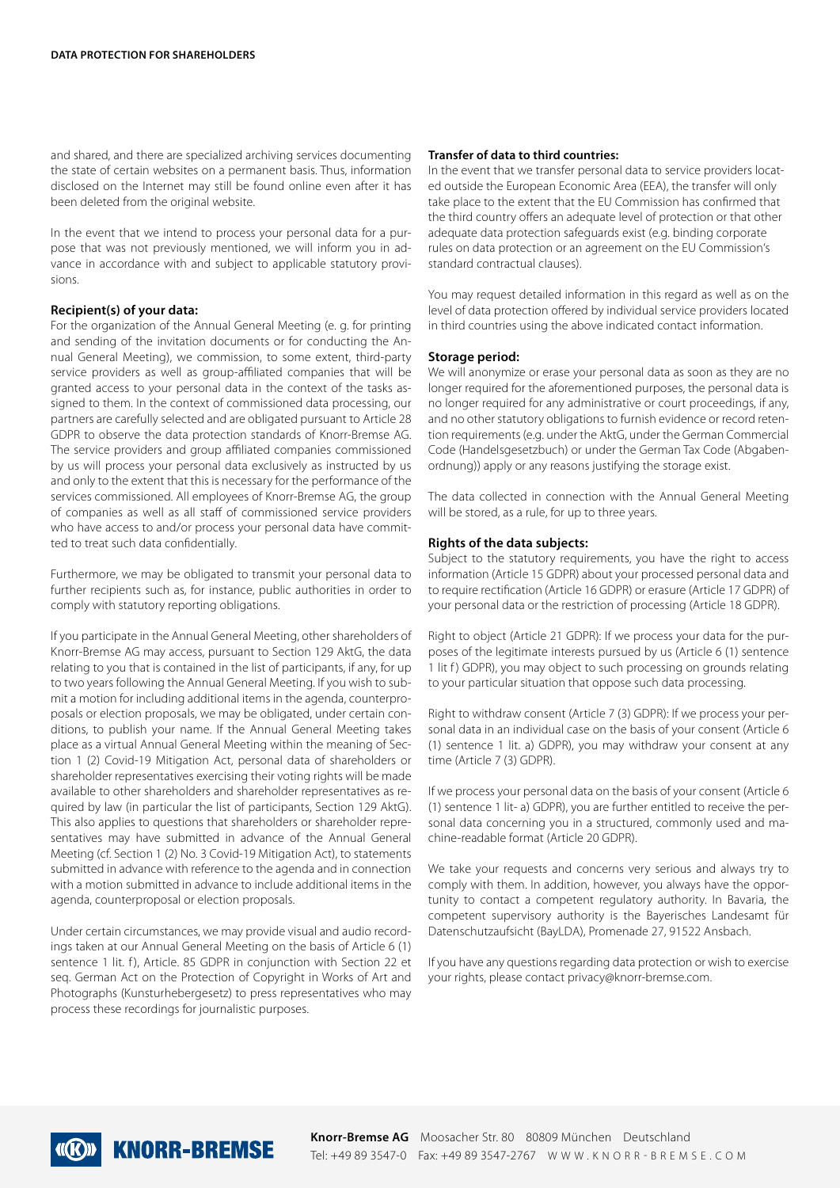and shared, and there are specialized archiving services documenting the state of certain websites on a permanent basis. Thus, information disclosed on the Internet may still be found online even after it has been deleted from the original website.

In the event that we intend to process your personal data for a purpose that was not previously mentioned, we will inform you in advance in accordance with and subject to applicable statutory provisions.

**Recipient(s) of your data:**

For the organization of the Annual General Meeting (e. g. for printing and sending of the invitation documents or for conducting the Annual General Meeting), we commission, to some extent, third-party service providers as well as group-affiliated companies that will be granted access to your personal data in the context of the tasks assigned to them. In the context of commissioned data processing, our partners are carefully selected and are obligated pursuant to Article 28 GDPR to observe the data protection standards of Knorr-Bremse AG. The service providers and group affiliated companies commissioned by us will process your personal data exclusively as instructed by us and only to the extent that this is necessary for the performance of the services commissioned. All employees of Knorr-Bremse AG, the group of companies as well as all staff of commissioned service providers who have access to and/or process your personal data have committed to treat such data confidentially.

Furthermore, we may be obligated to transmit your personal data to further recipients such as, for instance, public authorities in order to comply with statutory reporting obligations.

If you participate in the Annual General Meeting, other shareholders of Knorr-Bremse AG may access, pursuant to Section 129 AktG, the data relating to you that is contained in the list of participants, if any, for up to two years following the Annual General Meeting. If you wish to submit a motion for including additional items in the agenda, counterproposals or election proposals, we may be obligated, under certain conditions, to publish your name. If the Annual General Meeting takes place as a virtual Annual General Meeting within the meaning of Section 1 (2) Covid-19 Mitigation Act, personal data of shareholders or shareholder representatives exercising their voting rights will be made available to other shareholders and shareholder representatives as required by law (in particular the list of participants, Section 129 AktG). This also applies to questions that shareholders or shareholder representatives may have submitted in advance of the Annual General Meeting (cf. Section 1 (2) No. 3 Covid-19 Mitigation Act), to statements submitted in advance with reference to the agenda and in connection with a motion submitted in advance to include additional items in the agenda, counterproposal or election proposals.

Under certain circumstances, we may provide visual and audio recordings taken at our Annual General Meeting on the basis of Article 6 (1) sentence 1 lit. f), Article. 85 GDPR in conjunction with Section 22 et seq. German Act on the Protection of Copyright in Works of Art and Photographs (Kunsturhebergesetz) to press representatives who may process these recordings for journalistic purposes.

**Transfer of data to third countries:**

In the event that we transfer personal data to service providers located outside the European Economic Area (EEA), the transfer will only take place to the extent that the EU Commission has confirmed that the third country offers an adequate level of protection or that other adequate data protection safeguards exist (e.g. binding corporate rules on data protection or an agreement on the EU Commission's standard contractual clauses).

You may request detailed information in this regard as well as on the level of data protection offered by individual service providers located in third countries using the above indicated contact information.

**Storage period:**

We will anonymize or erase your personal data as soon as they are no longer required for the aforementioned purposes, the personal data is no longer required for any administrative or court proceedings, if any, and no other statutory obligations to furnish evidence or record retention requirements (e.g. under the AktG, under the German Commercial Code (Handelsgesetzbuch) or under the German Tax Code (Abgabenordnung)) apply or any reasons justifying the storage exist.

The data collected in connection with the Annual General Meeting will be stored, as a rule, for up to three years.

**Rights of the data subjects:**

Subject to the statutory requirements, you have the right to access information (Article 15 GDPR) about your processed personal data and to require rectification (Article 16 GDPR) or erasure (Article 17 GDPR) of your personal data or the restriction of processing (Article 18 GDPR).

Right to object (Article 21 GDPR): If we process your data for the purposes of the legitimate interests pursued by us (Article 6 (1) sentence 1 lit f) GDPR), you may object to such processing on grounds relating to your particular situation that oppose such data processing.

Right to withdraw consent (Article 7 (3) GDPR): If we process your personal data in an individual case on the basis of your consent (Article 6 (1) sentence 1 lit. a) GDPR), you may withdraw your consent at any time (Article 7 (3) GDPR).

If we process your personal data on the basis of your consent (Article 6 (1) sentence 1 lit- a) GDPR), you are further entitled to receive the personal data concerning you in a structured, commonly used and machine-readable format (Article 20 GDPR).

We take your requests and concerns very serious and always try to comply with them. In addition, however, you always have the opportunity to contact a competent regulatory authority. In Bavaria, the competent supervisory authority is the Bayerisches Landesamt für Datenschutzaufsicht (BayLDA), Promenade 27, 91522 Ansbach.

If you have any questions regarding data protection or wish to exercise your rights, please contact privacy@knorr-bremse.com.